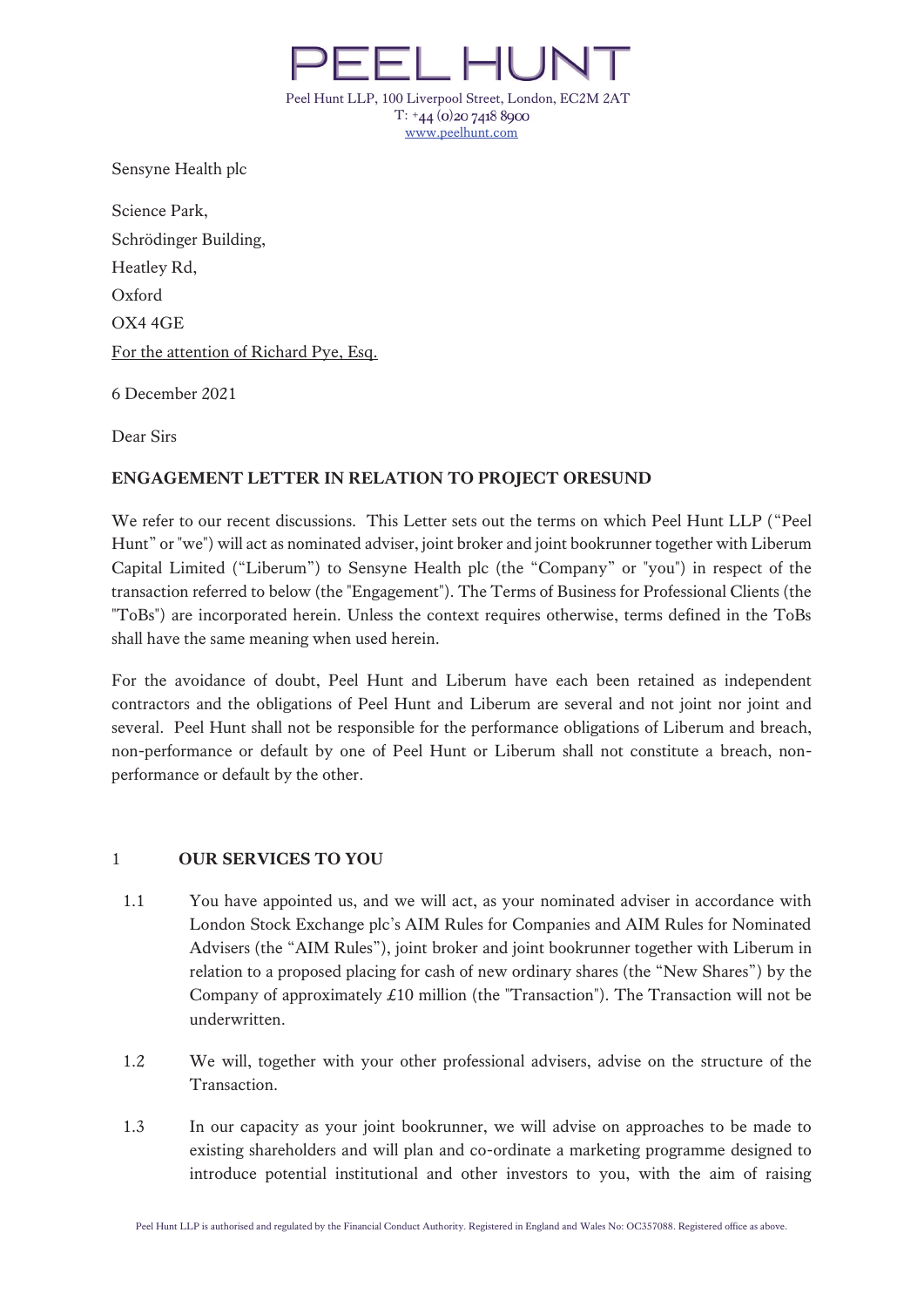# PEEL HUNT

Peel Hunt LLP, 100 Liverpool Street, London, EC2M 2AT
T: +44 (0)20 7418 8900
www.peelhunt.com

Sensyne Health plc

Science Park,

Schrödinger Building,

Heatley Rd,

Oxford

OX4 4GE

For the attention of Richard Pye, Esq.

6 December 2021

Dear Sirs

**ENGAGEMENT LETTER IN RELATION TO PROJECT ORESUND**

We refer to our recent discussions. This Letter sets out the terms on which Peel Hunt LLP ("Peel Hunt" or "we") will act as nominated adviser, joint broker and joint bookrunner together with Liberum Capital Limited ("Liberum") to Sensyne Health plc (the "Company" or "you") in respect of the transaction referred to below (the "Engagement"). The Terms of Business for Professional Clients (the "ToBs") are incorporated herein. Unless the context requires otherwise, terms defined in the ToBs shall have the same meaning when used herein.

For the avoidance of doubt, Peel Hunt and Liberum have each been retained as independent contractors and the obligations of Peel Hunt and Liberum are several and not joint nor joint and several. Peel Hunt shall not be responsible for the performance obligations of Liberum and breach, non-performance or default by one of Peel Hunt or Liberum shall not constitute a breach, non-performance or default by the other.

## 1 OUR SERVICES TO YOU

1.1 You have appointed us, and we will act, as your nominated adviser in accordance with London Stock Exchange plc's AIM Rules for Companies and AIM Rules for Nominated Advisers (the "AIM Rules"), joint broker and joint bookrunner together with Liberum in relation to a proposed placing for cash of new ordinary shares (the "New Shares") by the Company of approximately £10 million (the "Transaction"). The Transaction will not be underwritten.

1.2 We will, together with your other professional advisers, advise on the structure of the Transaction.

1.3 In our capacity as your joint bookrunner, we will advise on approaches to be made to existing shareholders and will plan and co-ordinate a marketing programme designed to introduce potential institutional and other investors to you, with the aim of raising

Peel Hunt LLP is authorised and regulated by the Financial Conduct Authority. Registered in England and Wales No: OC357088. Registered office as above.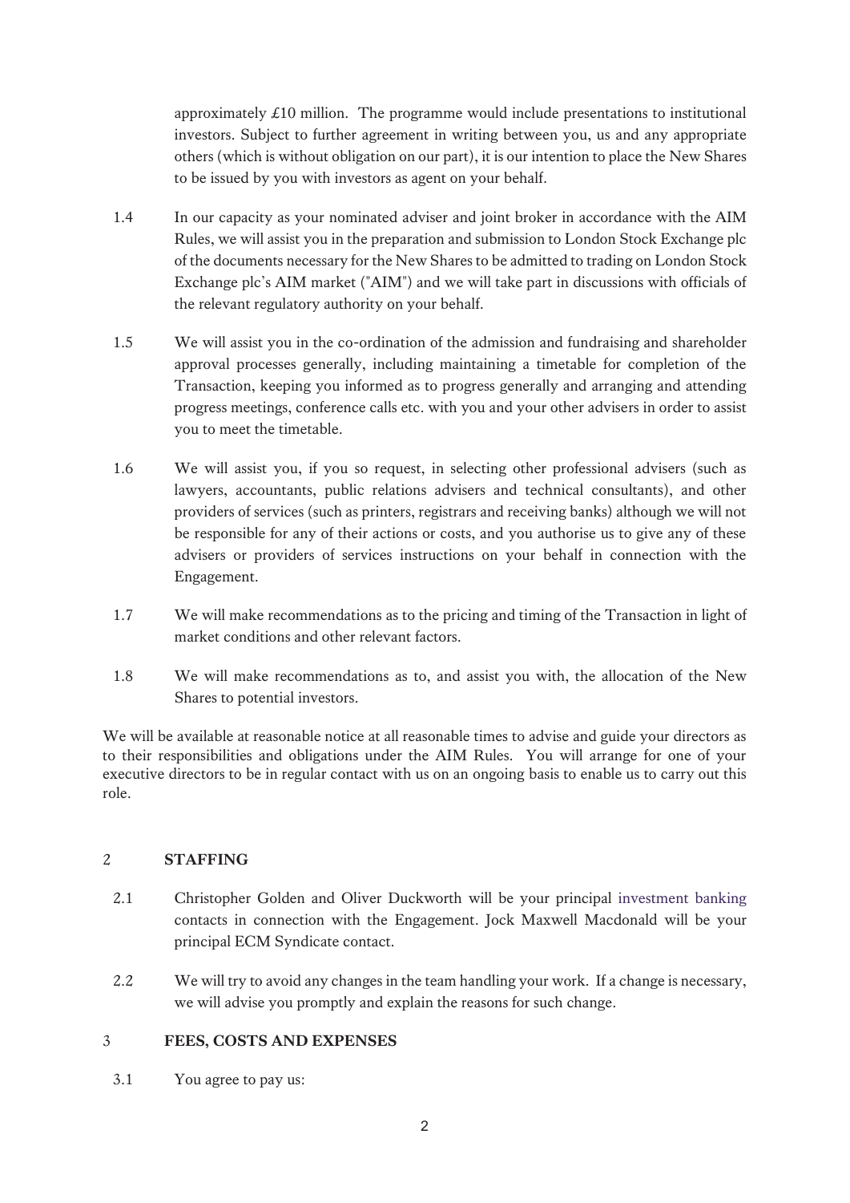approximately £10 million. The programme would include presentations to institutional investors. Subject to further agreement in writing between you, us and any appropriate others (which is without obligation on our part), it is our intention to place the New Shares to be issued by you with investors as agent on your behalf.

1.4 In our capacity as your nominated adviser and joint broker in accordance with the AIM Rules, we will assist you in the preparation and submission to London Stock Exchange plc of the documents necessary for the New Shares to be admitted to trading on London Stock Exchange plc's AIM market ("AIM") and we will take part in discussions with officials of the relevant regulatory authority on your behalf.

1.5 We will assist you in the co-ordination of the admission and fundraising and shareholder approval processes generally, including maintaining a timetable for completion of the Transaction, keeping you informed as to progress generally and arranging and attending progress meetings, conference calls etc. with you and your other advisers in order to assist you to meet the timetable.

1.6 We will assist you, if you so request, in selecting other professional advisers (such as lawyers, accountants, public relations advisers and technical consultants), and other providers of services (such as printers, registrars and receiving banks) although we will not be responsible for any of their actions or costs, and you authorise us to give any of these advisers or providers of services instructions on your behalf in connection with the Engagement.

1.7 We will make recommendations as to the pricing and timing of the Transaction in light of market conditions and other relevant factors.

1.8 We will make recommendations as to, and assist you with, the allocation of the New Shares to potential investors.

We will be available at reasonable notice at all reasonable times to advise and guide your directors as to their responsibilities and obligations under the AIM Rules. You will arrange for one of your executive directors to be in regular contact with us on an ongoing basis to enable us to carry out this role.

## 2 STAFFING

2.1 Christopher Golden and Oliver Duckworth will be your principal investment banking contacts in connection with the Engagement. Jock Maxwell Macdonald will be your principal ECM Syndicate contact.

2.2 We will try to avoid any changes in the team handling your work. If a change is necessary, we will advise you promptly and explain the reasons for such change.

## 3 FEES, COSTS AND EXPENSES

3.1 You agree to pay us: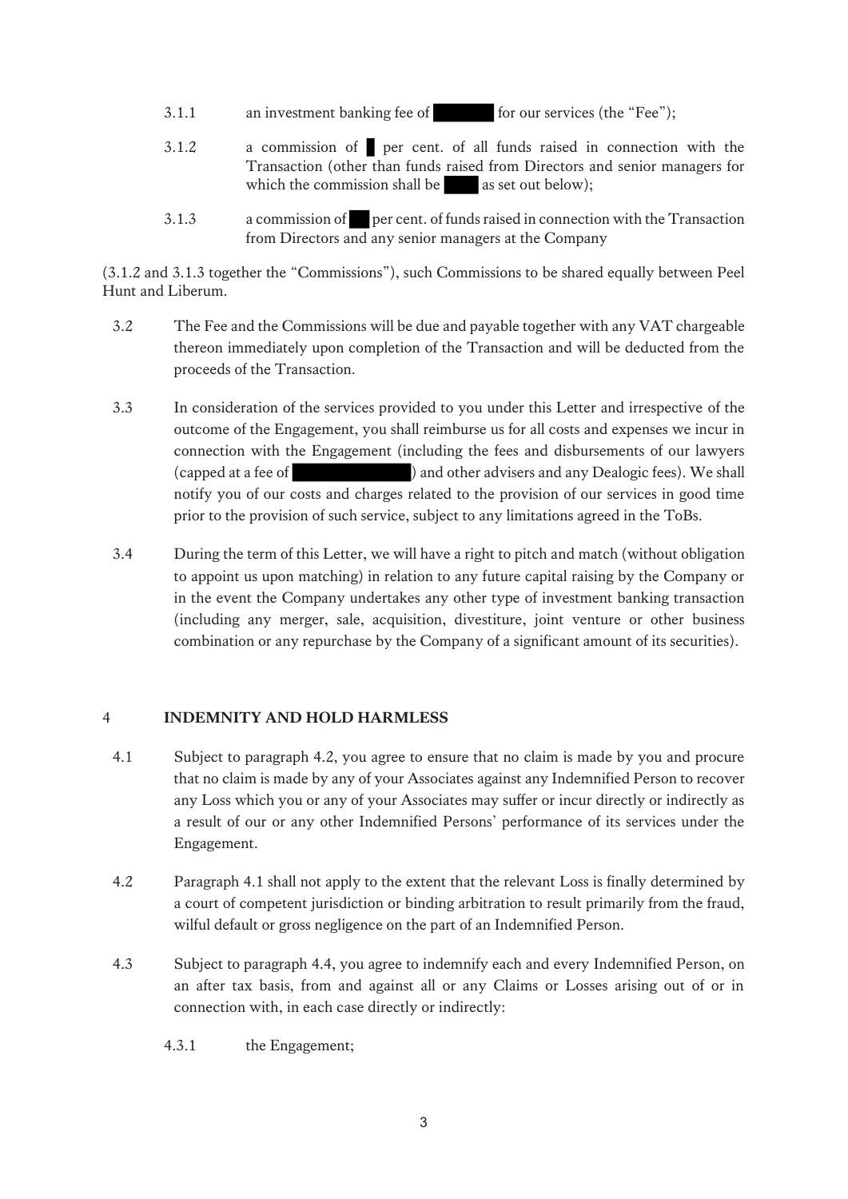3.1.1 an investment banking fee of [REDACTED] for our services (the "Fee");

3.1.2 a commission of [REDACTED] per cent. of all funds raised in connection with the Transaction (other than funds raised from Directors and senior managers for which the commission shall be [REDACTED] as set out below);

3.1.3 a commission of [REDACTED] per cent. of funds raised in connection with the Transaction from Directors and any senior managers at the Company

(3.1.2 and 3.1.3 together the "Commissions"), such Commissions to be shared equally between Peel Hunt and Liberum.

3.2 The Fee and the Commissions will be due and payable together with any VAT chargeable thereon immediately upon completion of the Transaction and will be deducted from the proceeds of the Transaction.

3.3 In consideration of the services provided to you under this Letter and irrespective of the outcome of the Engagement, you shall reimburse us for all costs and expenses we incur in connection with the Engagement (including the fees and disbursements of our lawyers (capped at a fee of [REDACTED]) and other advisers and any Dealogic fees). We shall notify you of our costs and charges related to the provision of our services in good time prior to the provision of such service, subject to any limitations agreed in the ToBs.

3.4 During the term of this Letter, we will have a right to pitch and match (without obligation to appoint us upon matching) in relation to any future capital raising by the Company or in the event the Company undertakes any other type of investment banking transaction (including any merger, sale, acquisition, divestiture, joint venture or other business combination or any repurchase by the Company of a significant amount of its securities).

## 4 INDEMNITY AND HOLD HARMLESS

4.1 Subject to paragraph 4.2, you agree to ensure that no claim is made by you and procure that no claim is made by any of your Associates against any Indemnified Person to recover any Loss which you or any of your Associates may suffer or incur directly or indirectly as a result of our or any other Indemnified Persons' performance of its services under the Engagement.

4.2 Paragraph 4.1 shall not apply to the extent that the relevant Loss is finally determined by a court of competent jurisdiction or binding arbitration to result primarily from the fraud, wilful default or gross negligence on the part of an Indemnified Person.

4.3 Subject to paragraph 4.4, you agree to indemnify each and every Indemnified Person, on an after tax basis, from and against all or any Claims or Losses arising out of or in connection with, in each case directly or indirectly:

4.3.1 the Engagement;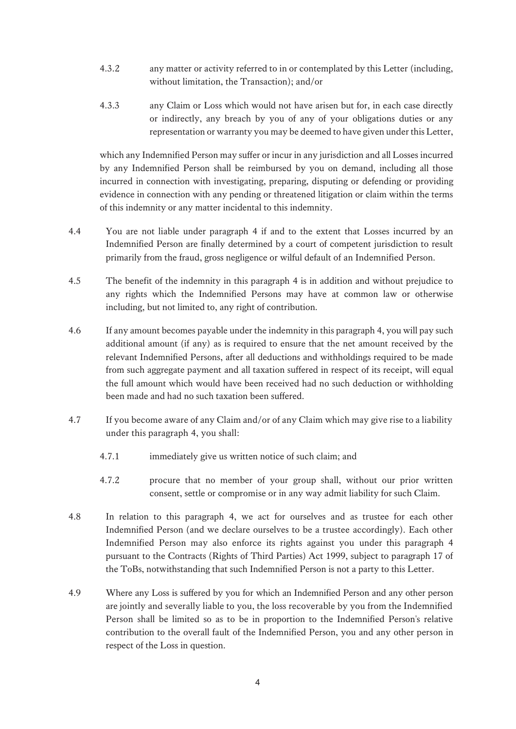4.3.2 any matter or activity referred to in or contemplated by this Letter (including, without limitation, the Transaction); and/or

4.3.3 any Claim or Loss which would not have arisen but for, in each case directly or indirectly, any breach by you of any of your obligations duties or any representation or warranty you may be deemed to have given under this Letter,

which any Indemnified Person may suffer or incur in any jurisdiction and all Losses incurred by any Indemnified Person shall be reimbursed by you on demand, including all those incurred in connection with investigating, preparing, disputing or defending or providing evidence in connection with any pending or threatened litigation or claim within the terms of this indemnity or any matter incidental to this indemnity.

4.4 You are not liable under paragraph 4 if and to the extent that Losses incurred by an Indemnified Person are finally determined by a court of competent jurisdiction to result primarily from the fraud, gross negligence or wilful default of an Indemnified Person.

4.5 The benefit of the indemnity in this paragraph 4 is in addition and without prejudice to any rights which the Indemnified Persons may have at common law or otherwise including, but not limited to, any right of contribution.

4.6 If any amount becomes payable under the indemnity in this paragraph 4, you will pay such additional amount (if any) as is required to ensure that the net amount received by the relevant Indemnified Persons, after all deductions and withholdings required to be made from such aggregate payment and all taxation suffered in respect of its receipt, will equal the full amount which would have been received had no such deduction or withholding been made and had no such taxation been suffered.

4.7 If you become aware of any Claim and/or of any Claim which may give rise to a liability under this paragraph 4, you shall:

4.7.1 immediately give us written notice of such claim; and

4.7.2 procure that no member of your group shall, without our prior written consent, settle or compromise or in any way admit liability for such Claim.

4.8 In relation to this paragraph 4, we act for ourselves and as trustee for each other Indemnified Person (and we declare ourselves to be a trustee accordingly). Each other Indemnified Person may also enforce its rights against you under this paragraph 4 pursuant to the Contracts (Rights of Third Parties) Act 1999, subject to paragraph 17 of the ToBs, notwithstanding that such Indemnified Person is not a party to this Letter.

4.9 Where any Loss is suffered by you for which an Indemnified Person and any other person are jointly and severally liable to you, the loss recoverable by you from the Indemnified Person shall be limited so as to be in proportion to the Indemnified Person's relative contribution to the overall fault of the Indemnified Person, you and any other person in respect of the Loss in question.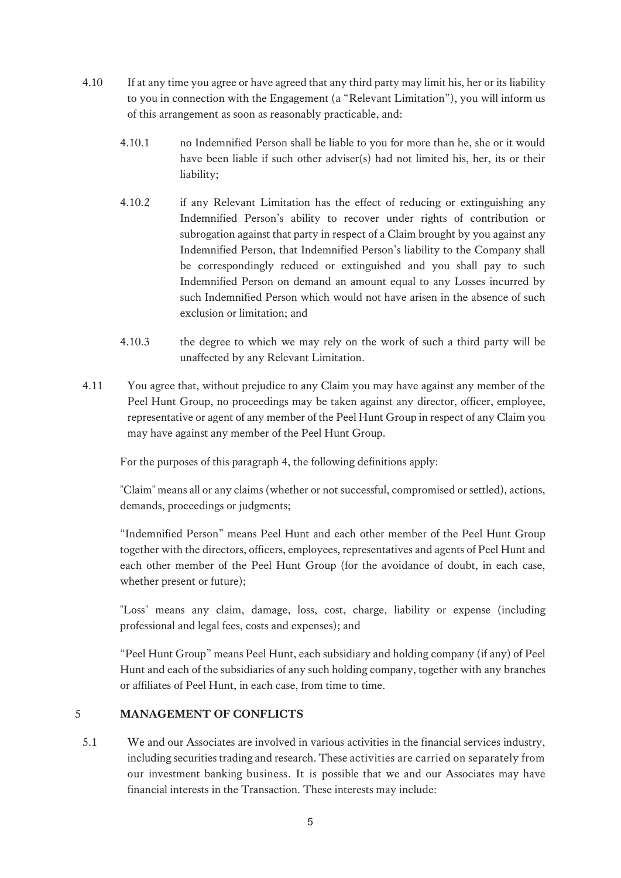4.10 If at any time you agree or have agreed that any third party may limit his, her or its liability to you in connection with the Engagement (a "Relevant Limitation"), you will inform us of this arrangement as soon as reasonably practicable, and:

4.10.1 no Indemnified Person shall be liable to you for more than he, she or it would have been liable if such other adviser(s) had not limited his, her, its or their liability;

4.10.2 if any Relevant Limitation has the effect of reducing or extinguishing any Indemnified Person's ability to recover under rights of contribution or subrogation against that party in respect of a Claim brought by you against any Indemnified Person, that Indemnified Person's liability to the Company shall be correspondingly reduced or extinguished and you shall pay to such Indemnified Person on demand an amount equal to any Losses incurred by such Indemnified Person which would not have arisen in the absence of such exclusion or limitation; and

4.10.3 the degree to which we may rely on the work of such a third party will be unaffected by any Relevant Limitation.

4.11 You agree that, without prejudice to any Claim you may have against any member of the Peel Hunt Group, no proceedings may be taken against any director, officer, employee, representative or agent of any member of the Peel Hunt Group in respect of any Claim you may have against any member of the Peel Hunt Group.

For the purposes of this paragraph 4, the following definitions apply:

"Claim" means all or any claims (whether or not successful, compromised or settled), actions, demands, proceedings or judgments;

"Indemnified Person" means Peel Hunt and each other member of the Peel Hunt Group together with the directors, officers, employees, representatives and agents of Peel Hunt and each other member of the Peel Hunt Group (for the avoidance of doubt, in each case, whether present or future);

"Loss" means any claim, damage, loss, cost, charge, liability or expense (including professional and legal fees, costs and expenses); and

"Peel Hunt Group" means Peel Hunt, each subsidiary and holding company (if any) of Peel Hunt and each of the subsidiaries of any such holding company, together with any branches or affiliates of Peel Hunt, in each case, from time to time.

## 5 MANAGEMENT OF CONFLICTS

5.1 We and our Associates are involved in various activities in the financial services industry, including securities trading and research. These activities are carried on separately from our investment banking business. It is possible that we and our Associates may have financial interests in the Transaction. These interests may include: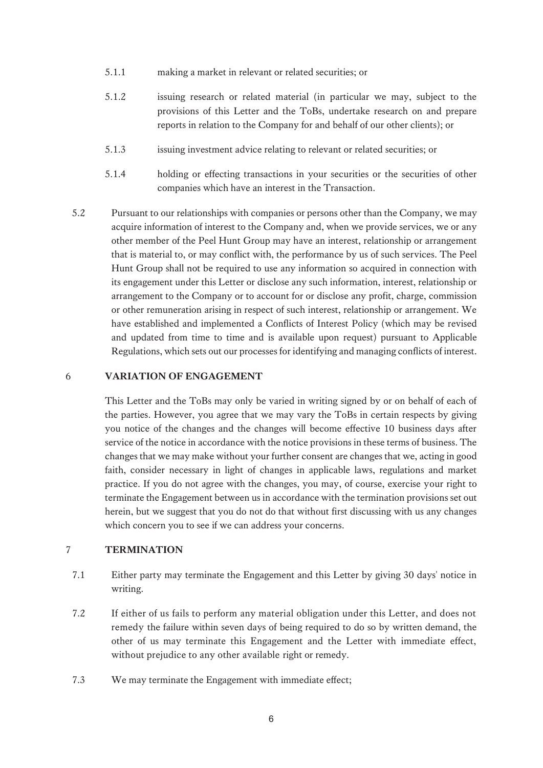5.1.1 making a market in relevant or related securities; or

5.1.2 issuing research or related material (in particular we may, subject to the provisions of this Letter and the ToBs, undertake research on and prepare reports in relation to the Company for and behalf of our other clients); or

5.1.3 issuing investment advice relating to relevant or related securities; or

5.1.4 holding or effecting transactions in your securities or the securities of other companies which have an interest in the Transaction.

5.2 Pursuant to our relationships with companies or persons other than the Company, we may acquire information of interest to the Company and, when we provide services, we or any other member of the Peel Hunt Group may have an interest, relationship or arrangement that is material to, or may conflict with, the performance by us of such services. The Peel Hunt Group shall not be required to use any information so acquired in connection with its engagement under this Letter or disclose any such information, interest, relationship or arrangement to the Company or to account for or disclose any profit, charge, commission or other remuneration arising in respect of such interest, relationship or arrangement. We have established and implemented a Conflicts of Interest Policy (which may be revised and updated from time to time and is available upon request) pursuant to Applicable Regulations, which sets out our processes for identifying and managing conflicts of interest.

## 6 VARIATION OF ENGAGEMENT

This Letter and the ToBs may only be varied in writing signed by or on behalf of each of the parties. However, you agree that we may vary the ToBs in certain respects by giving you notice of the changes and the changes will become effective 10 business days after service of the notice in accordance with the notice provisions in these terms of business. The changes that we may make without your further consent are changes that we, acting in good faith, consider necessary in light of changes in applicable laws, regulations and market practice. If you do not agree with the changes, you may, of course, exercise your right to terminate the Engagement between us in accordance with the termination provisions set out herein, but we suggest that you do not do that without first discussing with us any changes which concern you to see if we can address your concerns.

## 7 TERMINATION

7.1 Either party may terminate the Engagement and this Letter by giving 30 days' notice in writing.

7.2 If either of us fails to perform any material obligation under this Letter, and does not remedy the failure within seven days of being required to do so by written demand, the other of us may terminate this Engagement and the Letter with immediate effect, without prejudice to any other available right or remedy.

7.3 We may terminate the Engagement with immediate effect;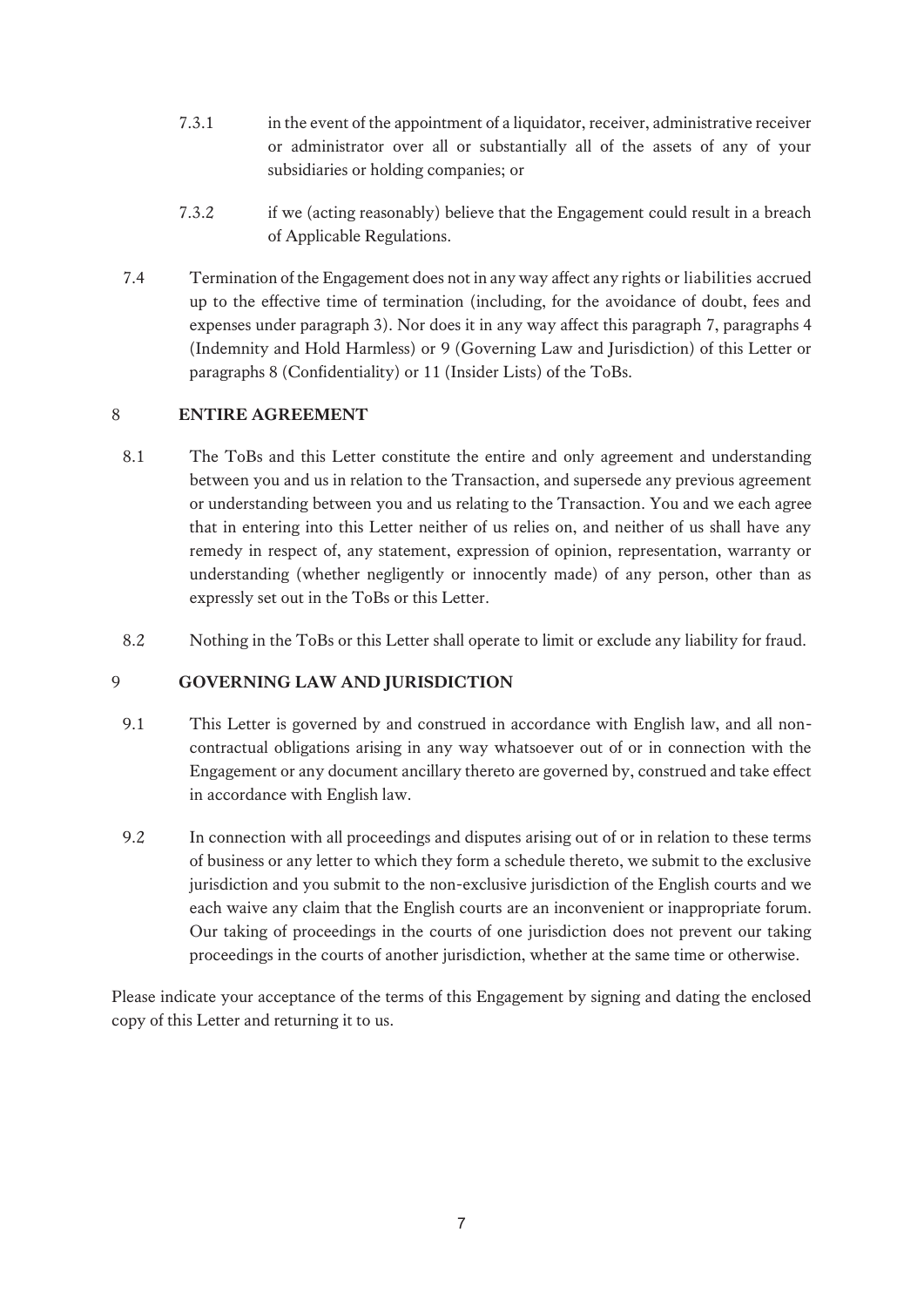7.3.1 in the event of the appointment of a liquidator, receiver, administrative receiver or administrator over all or substantially all of the assets of any of your subsidiaries or holding companies; or

7.3.2 if we (acting reasonably) believe that the Engagement could result in a breach of Applicable Regulations.

7.4 Termination of the Engagement does not in any way affect any rights or liabilities accrued up to the effective time of termination (including, for the avoidance of doubt, fees and expenses under paragraph 3). Nor does it in any way affect this paragraph 7, paragraphs 4 (Indemnity and Hold Harmless) or 9 (Governing Law and Jurisdiction) of this Letter or paragraphs 8 (Confidentiality) or 11 (Insider Lists) of the ToBs.

## 8 ENTIRE AGREEMENT

8.1 The ToBs and this Letter constitute the entire and only agreement and understanding between you and us in relation to the Transaction, and supersede any previous agreement or understanding between you and us relating to the Transaction. You and we each agree that in entering into this Letter neither of us relies on, and neither of us shall have any remedy in respect of, any statement, expression of opinion, representation, warranty or understanding (whether negligently or innocently made) of any person, other than as expressly set out in the ToBs or this Letter.

8.2 Nothing in the ToBs or this Letter shall operate to limit or exclude any liability for fraud.

## 9 GOVERNING LAW AND JURISDICTION

9.1 This Letter is governed by and construed in accordance with English law, and all non-contractual obligations arising in any way whatsoever out of or in connection with the Engagement or any document ancillary thereto are governed by, construed and take effect in accordance with English law.

9.2 In connection with all proceedings and disputes arising out of or in relation to these terms of business or any letter to which they form a schedule thereto, we submit to the exclusive jurisdiction and you submit to the non-exclusive jurisdiction of the English courts and we each waive any claim that the English courts are an inconvenient or inappropriate forum. Our taking of proceedings in the courts of one jurisdiction does not prevent our taking proceedings in the courts of another jurisdiction, whether at the same time or otherwise.

Please indicate your acceptance of the terms of this Engagement by signing and dating the enclosed copy of this Letter and returning it to us.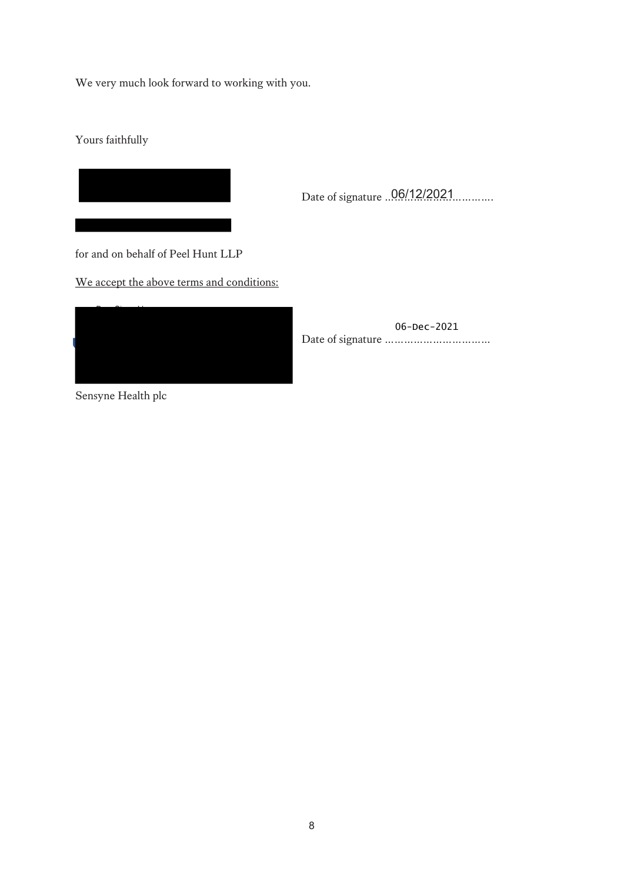We very much look forward to working with you.

Yours faithfully

Date of signature ..06/12/2021...........

for and on behalf of Peel Hunt LLP

<u>We accept the above terms and conditions:</u>

Date of signature 06-Dec-2021

Sensyne Health plc